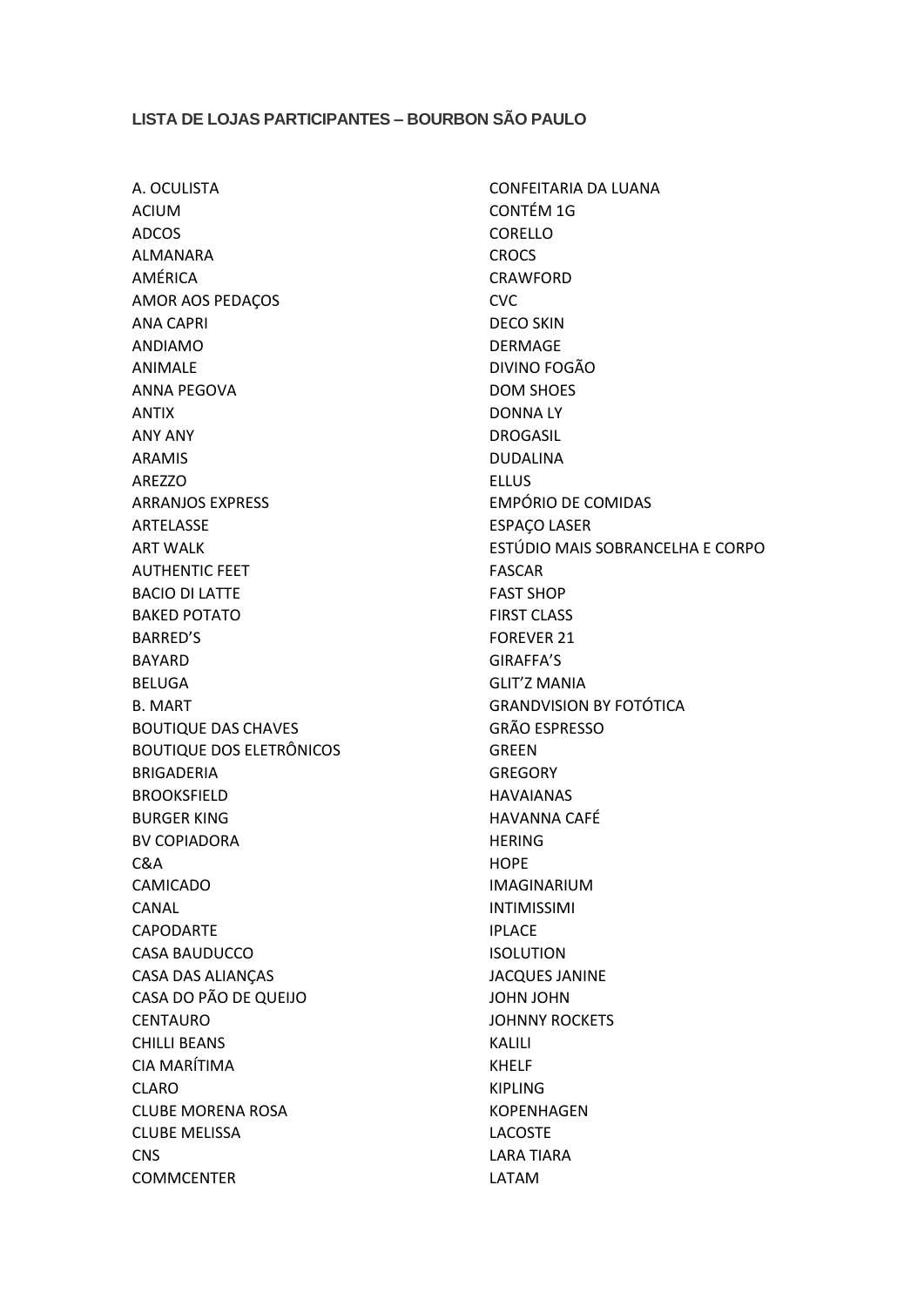## LISTA DE LOJAS PARTICIPANTES – BOURBON SÃO PAULO

A. OCULISTA
ACIUM
ADCOS
ALMANARA
AMÉRICA
AMOR AOS PEDAÇOS
ANA CAPRI
ANDIAMO
ANIMALE
ANNA PEGOVA
ANTIX
ANY ANY
ARAMIS
AREZZO
ARRANJOS EXPRESS
ARTELASSE
ART WALK
AUTHENTIC FEET
BACIO DI LATTE
BAKED POTATO
BARRED'S
BAYARD
BELUGA
B. MART
BOUTIQUE DAS CHAVES
BOUTIQUE DOS ELETRÔNICOS
BRIGADERIA
BROOKSFIELD
BURGER KING
BV COPIADORA
C&A
CAMICADO
CANAL
CAPODARTE
CASA BAUDUCCO
CASA DAS ALIANÇAS
CASA DO PÃO DE QUEIJO
CENTAURO
CHILLI BEANS
CIA MARÍTIMA
CLARO
CLUBE MORENA ROSA
CLUBE MELISSA
CNS
COMMCENTER
CONFEITARIA DA LUANA
CONTÉM 1G
CORELLO
CROCS
CRAWFORD
CVC
DECO SKIN
DERMAGE
DIVINO FOGÃO
DOM SHOES
DONNA LY
DROGASIL
DUDALINA
ELLUS
EMPÓRIO DE COMIDAS
ESPAÇO LASER
ESTÚDIO MAIS SOBRANCELHA E CORPO
FASCAR
FAST SHOP
FIRST CLASS
FOREVER 21
GIRAFFA'S
GLIT'Z MANIA
GRANDVISION BY FOTÓTICA
GRÃO ESPRESSO
GREEN
GREGORY
HAVAIANAS
HAVANNA CAFÉ
HERING
HOPE
IMAGINARIUM
INTIMISSIMI
IPLACE
ISOLUTION
JACQUES JANINE
JOHN JOHN
JOHNNY ROCKETS
KALILI
KHELF
KIPLING
KOPENHAGEN
LACOSTE
LARA TIARA
LATAM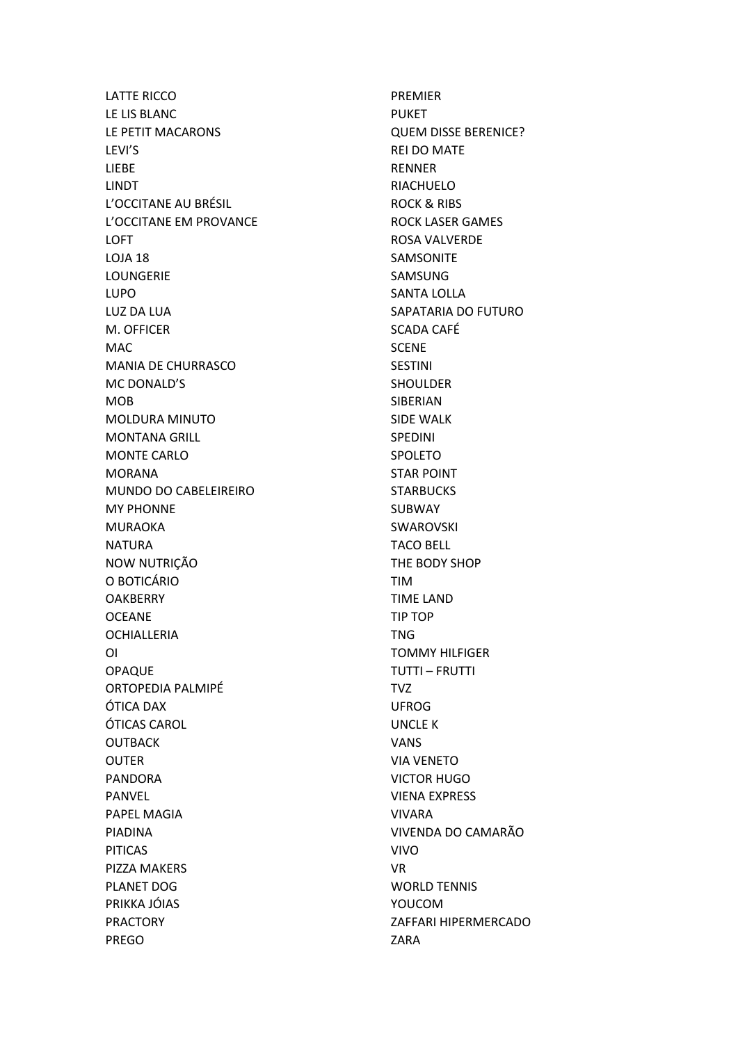LATTE RICCO
LE LIS BLANC
LE PETIT MACARONS
LEVI'S
LIEBE
LINDT
L'OCCITANE AU BRÉSIL
L'OCCITANE EM PROVANCE
LOFT
LOJA 18
LOUNGERIE
LUPO
LUZ DA LUA
M. OFFICER
MAC
MANIA DE CHURRASCO
MC DONALD'S
MOB
MOLDURA MINUTO
MONTANA GRILL
MONTE CARLO
MORANA
MUNDO DO CABELEIREIRO
MY PHONNE
MURAOKA
NATURA
NOW NUTRIÇÃO
O BOTICÁRIO
OAKBERRY
OCEANE
OCHIALLERIA
OI
OPAQUE
ORTOPEDIA PALMIPÉ
ÓTICA DAX
ÓTICAS CAROL
OUTBACK
OUTER
PANDORA
PANVEL
PAPEL MAGIA
PIADINA
PITICAS
PIZZA MAKERS
PLANET DOG
PRIKKA JÓIAS
PRACTORY
PREGO
PREMIER
PUKET
QUEM DISSE BERENICE?
REI DO MATE
RENNER
RIACHUELO
ROCK & RIBS
ROCK LASER GAMES
ROSA VALVERDE
SAMSONITE
SAMSUNG
SANTA LOLLA
SAPATARIA DO FUTURO
SCADA CAFÉ
SCENE
SESTINI
SHOULDER
SIBERIAN
SIDE WALK
SPEDINI
SPOLETO
STAR POINT
STARBUCKS
SUBWAY
SWAROVSKI
TACO BELL
THE BODY SHOP
TIM
TIME LAND
TIP TOP
TNG
TOMMY HILFIGER
TUTTI – FRUTTI
TVZ
UFROG
UNCLE K
VANS
VIA VENETO
VICTOR HUGO
VIENA EXPRESS
VIVARA
VIVENDA DO CAMARÃO
VIVO
VR
WORLD TENNIS
YOUCOM
ZAFFARI HIPERMERCADO
ZARA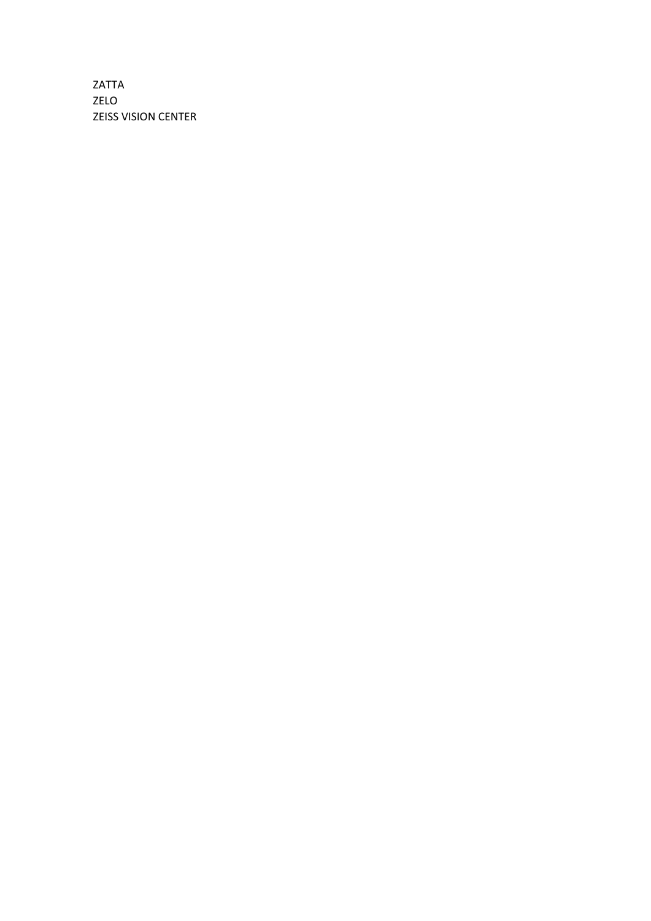ZATTA
ZELO
ZEISS VISION CENTER